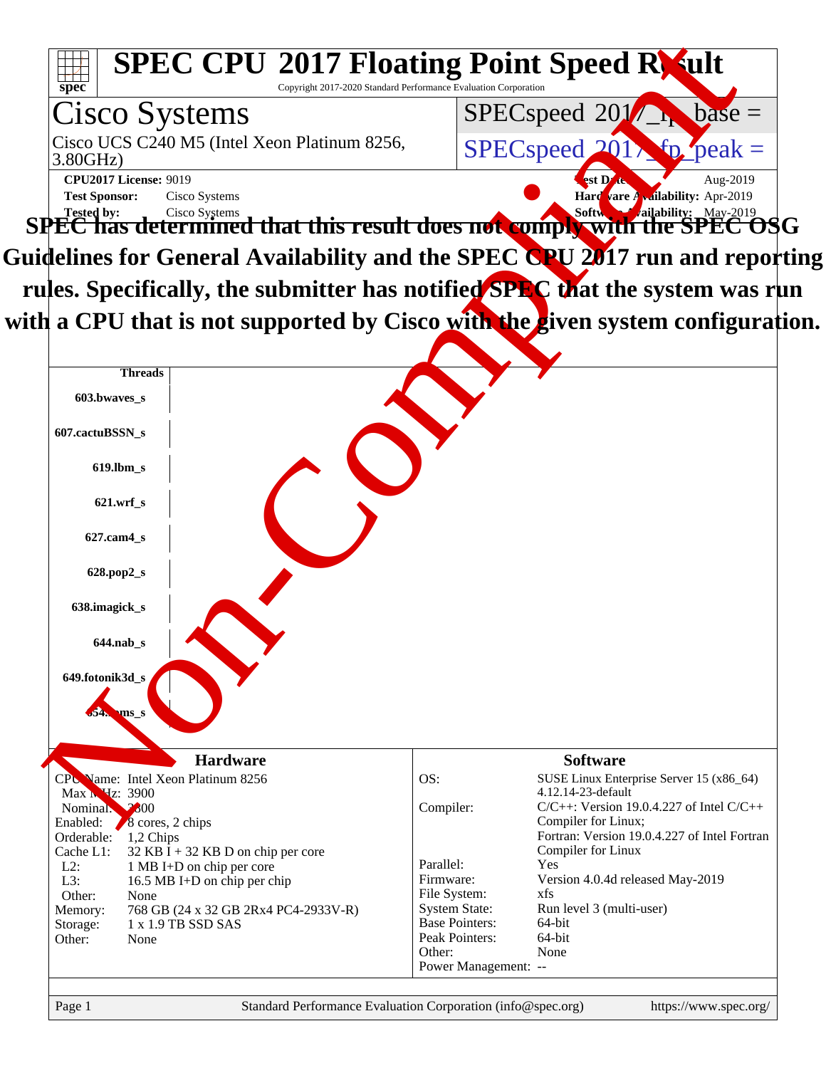# SPEC CPU 2017 Floating Point Speed Result

Copyright 2017-2020 Standard Performance Evaluation Corporation

## Cisco Systems

Cisco UCS C240 M5 (Intel Xeon Platinum 8256, 3.80GHz)

SPECspeed 2017_fp_base =

SPECspeed 2017_fp_peak =

**CPU2017 License:** 9019
**Test Sponsor:** Cisco Systems
**Tested by:** Cisco Systems

**Test Date:** Aug-2019
**Hardware Availability:** Apr-2019
**Software Availability:** May-2019

**SPEC has determined that this result does not comply with the SPEC OSG Guidelines for General Availability and the SPEC CPU 2017 run and reporting rules. Specifically, the submitter has notified SPEC that the system was run with a CPU that is not supported by Cisco with the given system configuration.**

| Threads |
|---|
| 603.bwaves_s |
| 607.cactuBSSN_s |
| 619.lbm_s |
| 621.wrf_s |
| 627.cam4_s |
| 628.pop2_s |
| 638.imagick_s |
| 644.nab_s |
| 649.fotonik3d_s |
| 654.roms_s |

### Hardware

| | |
|---|---|
| CPU Name: | Intel Xeon Platinum 8256 |
| Max MHz: | 3900 |
| Nominal: | 3800 |
| Enabled: | 8 cores, 2 chips |
| Orderable: | 1,2 Chips |
| Cache L1: | 32 KB I + 32 KB D on chip per core |
| L2: | 1 MB I+D on chip per core |
| L3: | 16.5 MB I+D on chip per chip |
| Other: | None |
| Memory: | 768 GB (24 x 32 GB 2Rx4 PC4-2933V-R) |
| Storage: | 1 x 1.9 TB SSD SAS |
| Other: | None |

### Software

| | |
|---|---|
| OS: | SUSE Linux Enterprise Server 15 (x86_64) 4.12.14-23-default |
| Compiler: | C/C++: Version 19.0.4.227 of Intel C/C++ Compiler for Linux; Fortran: Version 19.0.4.227 of Intel Fortran Compiler for Linux |
| Parallel: | Yes |
| Firmware: | Version 4.0.4d released May-2019 |
| File System: | xfs |
| System State: | Run level 3 (multi-user) |
| Base Pointers: | 64-bit |
| Peak Pointers: | 64-bit |
| Other: | None |
| Power Management: | -- |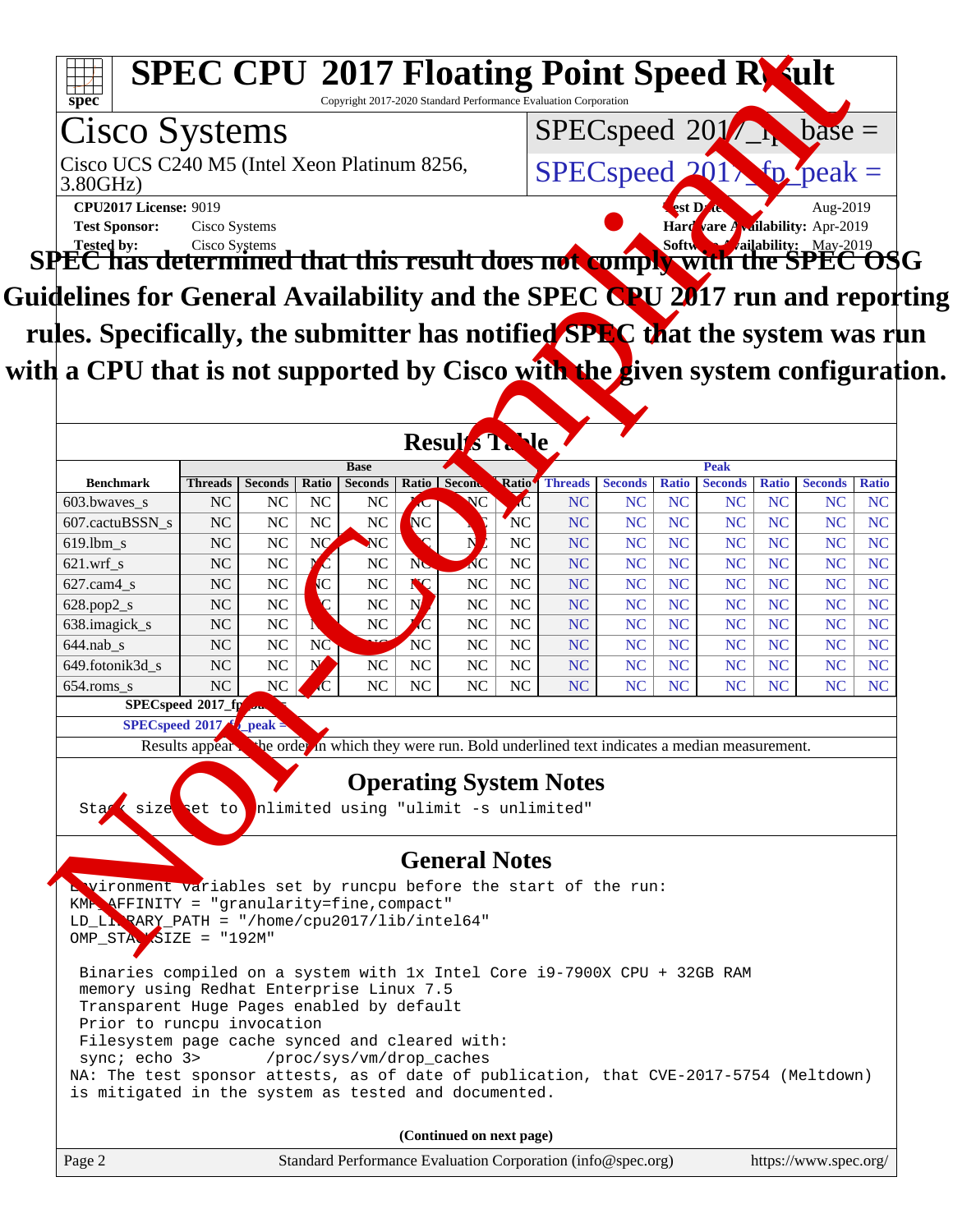# SPEC CPU 2017 Floating Point Speed Result

Copyright 2017-2020 Standard Performance Evaluation Corporation

## Cisco Systems

Cisco UCS C240 M5 (Intel Xeon Platinum 8256, 3.80GHz)

SPECspeed 2017_fp_base =

SPECspeed 2017_fp_peak =

**CPU2017 License:** 9019
**Test Sponsor:** Cisco Systems
**Tested by:** Cisco Systems

**Test Date:** Aug-2019
**Hardware Availability:** Apr-2019
**Software Availability:** May-2019

**SPEC has determined that this result does not comply with the SPEC OSG Guidelines for General Availability and the SPEC CPU 2017 run and reporting rules. Specifically, the submitter has notified SPEC that the system was run with a CPU that is not supported by Cisco with the given system configuration.**

## Results Table

| Benchmark | Base | | | | | | | Peak | | | | | | |
|---|---|---|---|---|---|---|---|---|---|---|---|---|---|---|
| | Threads | Seconds | Ratio | Seconds | Ratio | Seconds | Ratio | Threads | Seconds | Ratio | Seconds | Ratio | Seconds | Ratio |
| 603.bwaves_s | NC | NC | NC | NC | NC | NC | NC | NC | NC | NC | NC | NC | NC | NC |
| 607.cactuBSSN_s | NC | NC | NC | NC | NC | NC | NC | NC | NC | NC | NC | NC | NC | NC |
| 619.lbm_s | NC | NC | NC | NC | NC | NC | NC | NC | NC | NC | NC | NC | NC | NC |
| 621.wrf_s | NC | NC | NC | NC | NC | NC | NC | NC | NC | NC | NC | NC | NC | NC |
| 627.cam4_s | NC | NC | NC | NC | NC | NC | NC | NC | NC | NC | NC | NC | NC | NC |
| 628.pop2_s | NC | NC | NC | NC | NC | NC | NC | NC | NC | NC | NC | NC | NC | NC |
| 638.imagick_s | NC | NC | NC | NC | NC | NC | NC | NC | NC | NC | NC | NC | NC | NC |
| 644.nab_s | NC | NC | NC | NC | NC | NC | NC | NC | NC | NC | NC | NC | NC | NC |
| 649.fotonik3d_s | NC | NC | NC | NC | NC | NC | NC | NC | NC | NC | NC | NC | NC | NC |
| 654.roms_s | NC | NC | NC | NC | NC | NC | NC | NC | NC | NC | NC | NC | NC | NC |

SPECspeed 2017_fp_base =

SPECspeed 2017_fp_peak =

Results appear in the order in which they were run. Bold underlined text indicates a median measurement.

## Operating System Notes

```
Stack size set to unlimited using "ulimit -s unlimited"
```

## General Notes

```
Environment variables set by runcpu before the start of the run:
KMP_AFFINITY = "granularity=fine,compact"
LD_LIBRARY_PATH = "/home/cpu2017/lib/intel64"
OMP_STACKSIZE = "192M"

 Binaries compiled on a system with 1x Intel Core i9-7900X CPU + 32GB RAM
 memory using Redhat Enterprise Linux 7.5
 Transparent Huge Pages enabled by default
 Prior to runcpu invocation
 Filesystem page cache synced and cleared with:
 sync; echo 3>       /proc/sys/vm/drop_caches
NA: The test sponsor attests, as of date of publication, that CVE-2017-5754 (Meltdown)
is mitigated in the system as tested and documented.
```

(Continued on next page)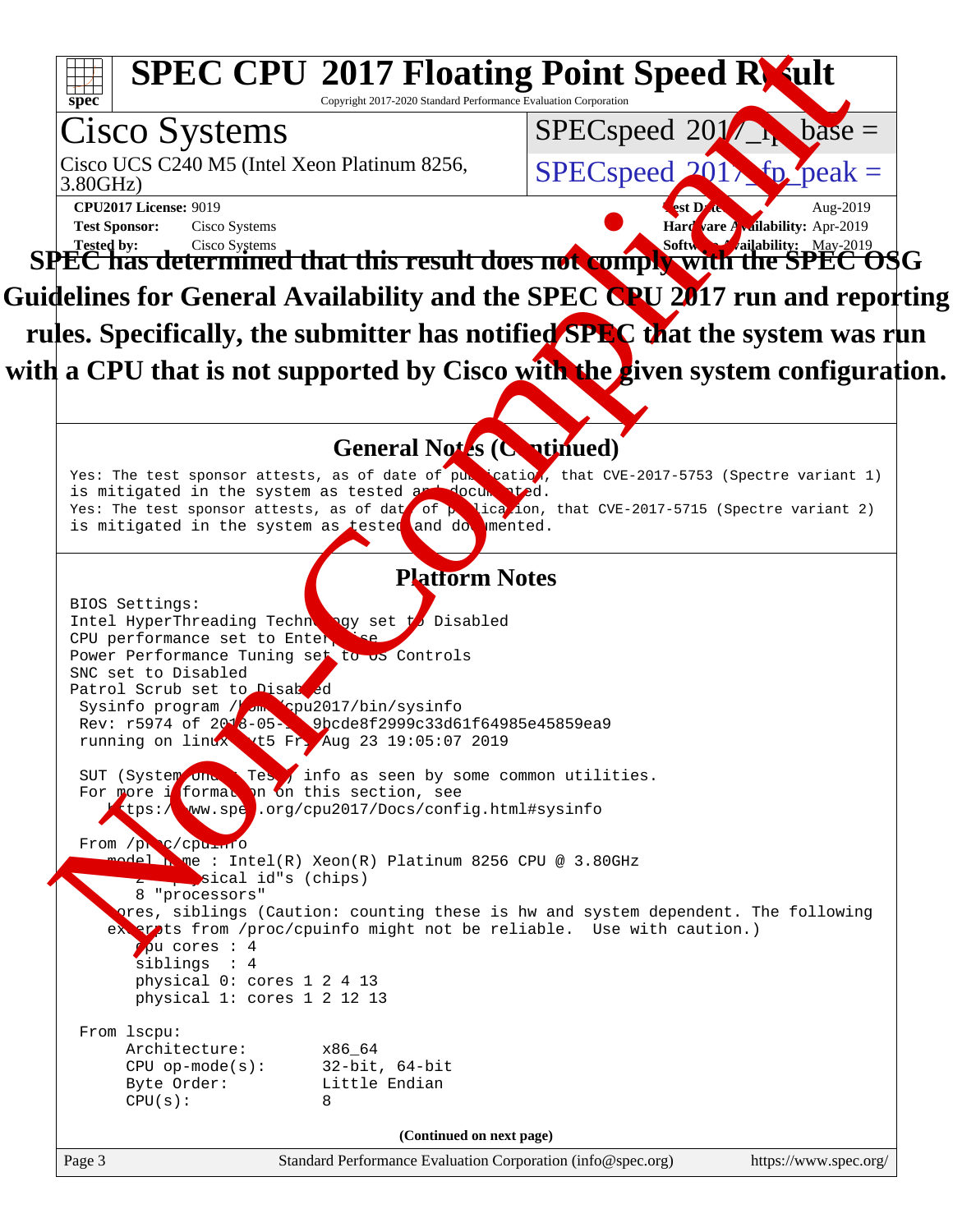# SPEC CPU 2017 Floating Point Speed Result

Copyright 2017-2020 Standard Performance Evaluation Corporation

## Cisco Systems

Cisco UCS C240 M5 (Intel Xeon Platinum 8256, 3.80GHz)

SPECspeed 2017_fp_base =

SPECspeed 2017_fp_peak =

**CPU2017 License:** 9019
**Test Sponsor:** Cisco Systems
**Tested by:** Cisco Systems

**Test Date:** Aug-2019
**Hardware Availability:** Apr-2019
**Software Availability:** May-2019

**SPEC has determined that this result does not comply with the SPEC OSG Guidelines for General Availability and the SPEC CPU 2017 run and reporting rules. Specifically, the submitter has notified SPEC that the system was run with a CPU that is not supported by Cisco with the given system configuration.**

## General Notes (Continued)

```
Yes: The test sponsor attests, as of date of publication, that CVE-2017-5753 (Spectre variant 1)
is mitigated in the system as tested and documented.
Yes: The test sponsor attests, as of date of publication, that CVE-2017-5715 (Spectre variant 2)
is mitigated in the system as tested and documented.
```

## Platform Notes

```
BIOS Settings:
Intel HyperThreading Technology set to Disabled
CPU performance set to Enterprise
Power Performance Tuning set to OS Controls
SNC set to Disabled
Patrol Scrub set to Disabled
 Sysinfo program /home/cpu2017/bin/sysinfo
 Rev: r5974 of 2018-05-19 9bcde8f2999c33d61f64985e45859ea9
 running on linux-ct5 Fri Aug 23 19:05:07 2019

 SUT (System Under Test) info as seen by some common utilities.
 For more information on this section, see
    https://www.spec.org/cpu2017/Docs/config.html#sysinfo

 From /proc/cpuinfo
    model name : Intel(R) Xeon(R) Platinum 8256 CPU @ 3.80GHz
       2  "physical id"s (chips)
       8 "processors"
    cores, siblings (Caution: counting these is hw and system dependent. The following
    excerpts from /proc/cpuinfo might not be reliable.  Use with caution.)
       cpu cores : 4
       siblings  : 4
       physical 0: cores 1 2 4 13
       physical 1: cores 1 2 12 13

 From lscpu:
      Architecture:        x86_64
      CPU op-mode(s):      32-bit, 64-bit
      Byte Order:          Little Endian
      CPU(s):              8
```

(Continued on next page)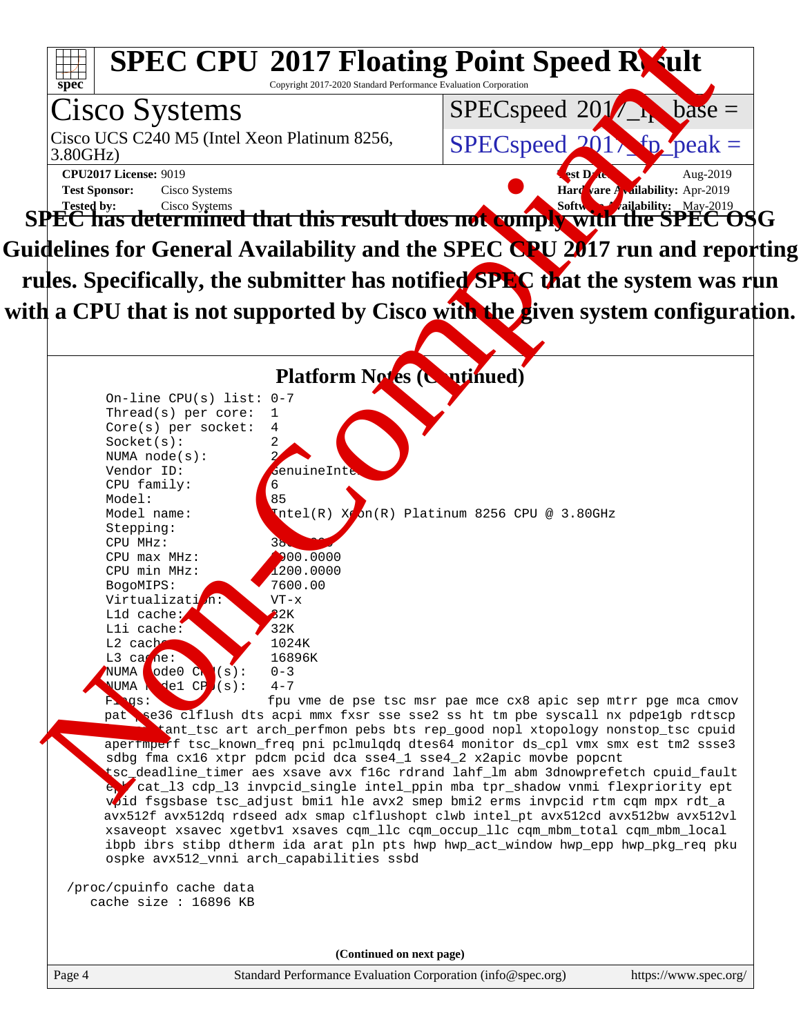# SPEC CPU 2017 Floating Point Speed Result

Copyright 2017-2020 Standard Performance Evaluation Corporation

## Cisco Systems

Cisco UCS C240 M5 (Intel Xeon Platinum 8256, 3.80GHz)

SPECspeed 2017_fp_base =

SPECspeed 2017_fp_peak =

**CPU2017 License:** 9019
**Test Sponsor:** Cisco Systems
**Tested by:** Cisco Systems

**Test Date:** Aug-2019
**Hardware Availability:** Apr-2019
**Software Availability:** May-2019

**SPEC has determined that this result does not comply with the SPEC OSG Guidelines for General Availability and the SPEC CPU 2017 run and reporting rules. Specifically, the submitter has notified SPEC that the system was run with a CPU that is not supported by Cisco with the given system configuration.**

### Platform Notes (Continued)

```
On-line CPU(s) list: 0-7
Thread(s) per core:  1
Core(s) per socket:  4
Socket(s):           2
NUMA node(s):        2
Vendor ID:           GenuineIntel
CPU family:          6
Model:               85
Model name:          Intel(R) Xeon(R) Platinum 8256 CPU @ 3.80GHz
Stepping:            
CPU MHz:             3800.000
CPU max MHz:         3900.0000
CPU min MHz:         1200.0000
BogoMIPS:            7600.00
Virtualization:      VT-x
L1d cache:           32K
L1i cache:           32K
L2 cache:            1024K
L3 cache:            16896K
NUMA node0 CPU(s):   0-3
NUMA node1 CPU(s):   4-7
Flags:              fpu vme de pse tsc msr pae mce cx8 apic sep mtrr pge mca cmov
pat pse36 clflush dts acpi mmx fxsr sse sse2 ss ht tm pbe syscall nx pdpe1gb rdtscp
lm constant_tsc art arch_perfmon pebs bts rep_good nopl xtopology nonstop_tsc cpuid
aperfmperf tsc_known_freq pni pclmulqdq dtes64 monitor ds_cpl vmx smx est tm2 ssse3
sdbg fma cx16 xtpr pdcm pcid dca sse4_1 sse4_2 x2apic movbe popcnt
tsc_deadline_timer aes xsave avx f16c rdrand lahf_lm abm 3dnowprefetch cpuid_fault
epb cat_l3 cdp_l3 invpcid_single intel_ppin mba tpr_shadow vnmi flexpriority ept
vpid fsgsbase tsc_adjust bmi1 hle avx2 smep bmi2 erms invpcid rtm cqm mpx rdt_a
avx512f avx512dq rdseed adx smap clflushopt clwb intel_pt avx512cd avx512bw avx512vl
xsaveopt xsavec xgetbv1 xsaves cqm_llc cqm_occup_llc cqm_mbm_total cqm_mbm_local
ibpb ibrs stibp dtherm ida arat pln pts hwp hwp_act_window hwp_epp hwp_pkg_req pku
ospke avx512_vnni arch_capabilities ssbd

/proc/cpuinfo cache data
   cache size : 16896 KB
```

(Continued on next page)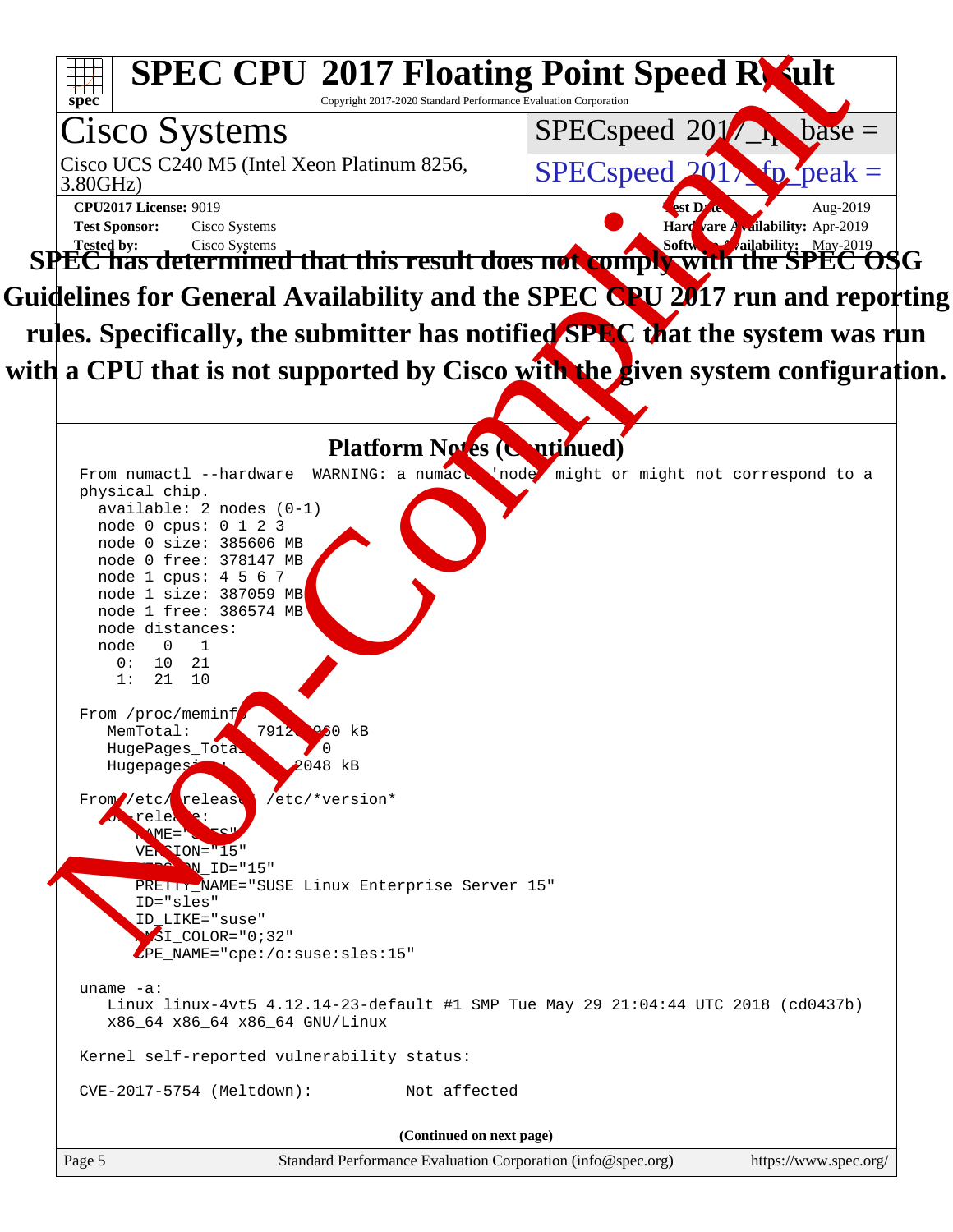# SPEC CPU 2017 Floating Point Speed Result

Copyright 2017-2020 Standard Performance Evaluation Corporation

## Cisco Systems

Cisco UCS C240 M5 (Intel Xeon Platinum 8256, 3.80GHz)

SPECspeed 2017_fp_base =

SPECspeed 2017_fp_peak =

**CPU2017 License:** 9019
**Test Sponsor:** Cisco Systems
**Tested by:** Cisco Systems

**Test Date:** Aug-2019
**Hardware Availability:** Apr-2019
**Software Availability:** May-2019

**SPEC has determined that this result does not comply with the SPEC OSG Guidelines for General Availability and the SPEC CPU 2017 run and reporting rules. Specifically, the submitter has notified SPEC that the system was run with a CPU that is not supported by Cisco with the given system configuration.**

### Platform Notes (Continued)

```
From numactl --hardware  WARNING: a numactl 'node' might or might not correspond to a
physical chip.
  available: 2 nodes (0-1)
  node 0 cpus: 0 1 2 3
  node 0 size: 385606 MB
  node 0 free: 378147 MB
  node 1 cpus: 4 5 6 7
  node 1 size: 387059 MB
  node 1 free: 386574 MB
  node distances:
  node   0   1
    0:  10  21
    1:  21  10

From /proc/meminfo
   MemTotal:       791259960 kB
   HugePages_Total:       0
   Hugepagesize:       2048 kB

From /etc/*release* /etc/*version*
   os-release:
      NAME="SLES"
      VERSION="15"
      VERSION_ID="15"
      PRETTY_NAME="SUSE Linux Enterprise Server 15"
      ID="sles"
      ID_LIKE="suse"
      ANSI_COLOR="0;32"
      CPE_NAME="cpe:/o:suse:sles:15"

uname -a:
   Linux linux-4vt5 4.12.14-23-default #1 SMP Tue May 29 21:04:44 UTC 2018 (cd0437b)
   x86_64 x86_64 x86_64 GNU/Linux

Kernel self-reported vulnerability status:

CVE-2017-5754 (Meltdown):          Not affected
```

(Continued on next page)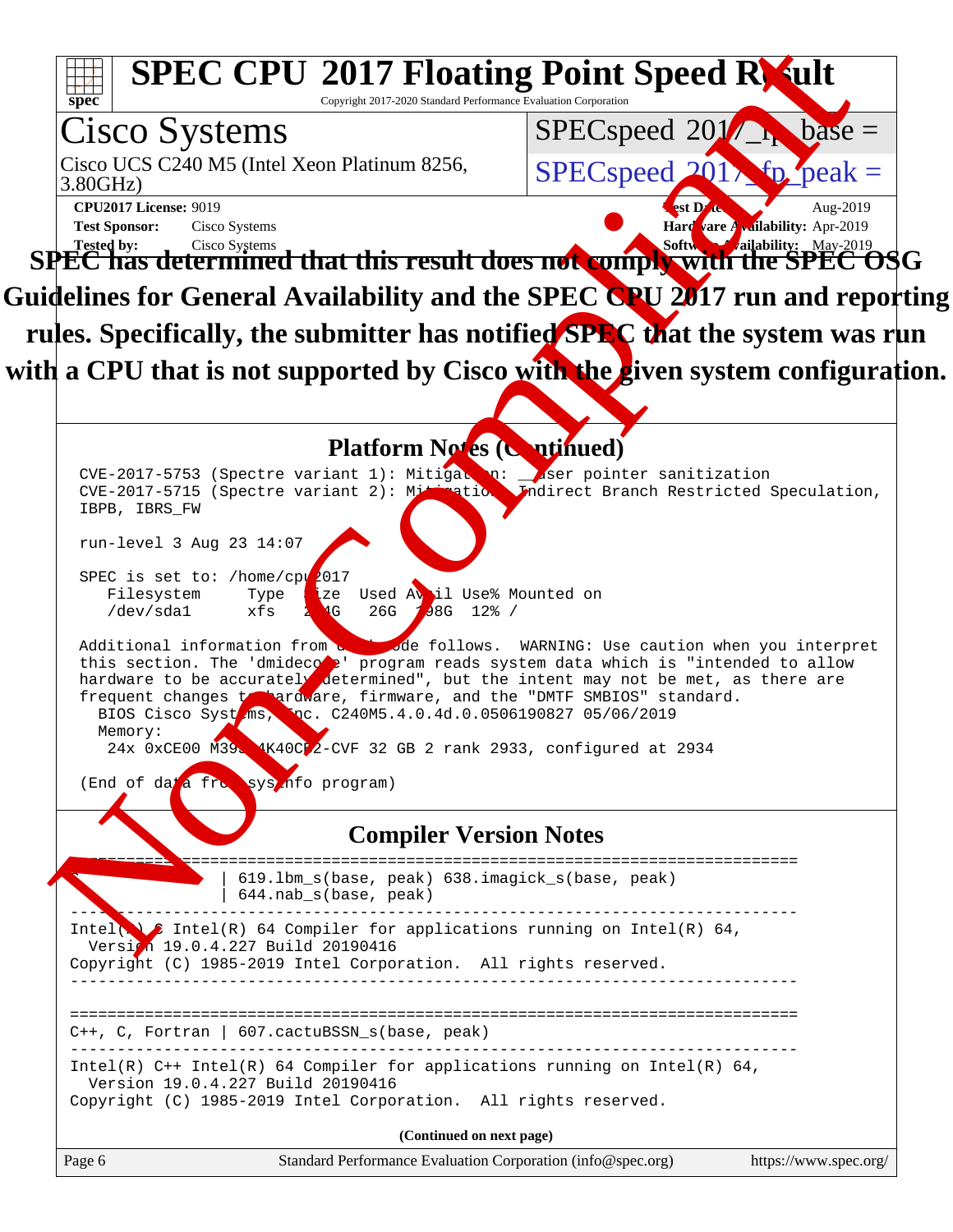# SPEC CPU 2017 Floating Point Speed Result

Copyright 2017-2020 Standard Performance Evaluation Corporation

## Cisco Systems

Cisco UCS C240 M5 (Intel Xeon Platinum 8256, 3.80GHz)

SPECspeed 2017_fp_base =

SPECspeed 2017_fp_peak =

**CPU2017 License:** 9019
**Test Sponsor:** Cisco Systems
**Tested by:** Cisco Systems

**Test Date:** Aug-2019
**Hardware Availability:** Apr-2019
**Software Availability:** May-2019

**SPEC has determined that this result does not comply with the SPEC OSG Guidelines for General Availability and the SPEC CPU 2017 run and reporting rules. Specifically, the submitter has notified SPEC that the system was run with a CPU that is not supported by Cisco with the given system configuration.**

### Platform Notes (Continued)

```
CVE-2017-5753 (Spectre variant 1): Mitigation: __user pointer sanitization
CVE-2017-5715 (Spectre variant 2): Mitigation: Indirect Branch Restricted Speculation,
IBPB, IBRS_FW

run-level 3 Aug 23 14:07

SPEC is set to: /home/cpu2017
   Filesystem     Type  Size  Used Avail Use% Mounted on
   /dev/sda1      xfs   224G   26G  198G  12% /

Additional information from dmidecode follows.  WARNING: Use caution when you interpret
this section. The 'dmidecode' program reads system data which is "intended to allow
hardware to be accurately determined", but the intent may not be met, as there are
frequent changes to hardware, firmware, and the "DMTF SMBIOS" standard.
  BIOS Cisco Systems, Inc. C240M5.4.0.4d.0.0506190827 05/06/2019
  Memory:
   24x 0xCE00 M393A4K40CB2-CVF 32 GB 2 rank 2933, configured at 2934

(End of data from sysinfo program)
```

### Compiler Version Notes

```
==============================================================================
 C                | 619.lbm_s(base, peak) 638.imagick_s(base, peak)
                  | 644.nab_s(base, peak)
------------------------------------------------------------------------------
Intel(R) C Intel(R) 64 Compiler for applications running on Intel(R) 64,
  Version 19.0.4.227 Build 20190416
Copyright (C) 1985-2019 Intel Corporation.  All rights reserved.
------------------------------------------------------------------------------

==============================================================================
C++, C, Fortran | 607.cactuBSSN_s(base, peak)
------------------------------------------------------------------------------
Intel(R) C++ Intel(R) 64 Compiler for applications running on Intel(R) 64,
  Version 19.0.4.227 Build 20190416
Copyright (C) 1985-2019 Intel Corporation.  All rights reserved.
```

(Continued on next page)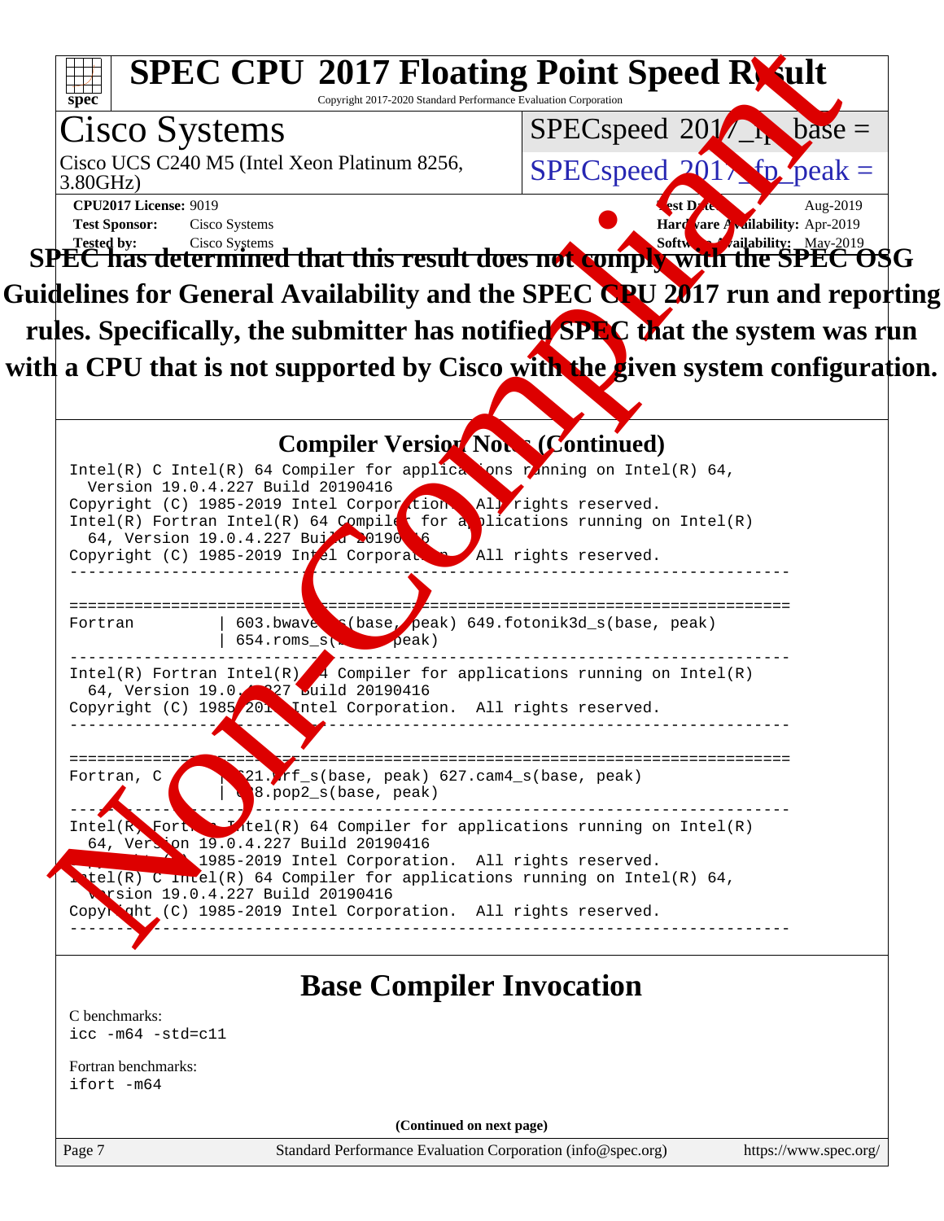# SPEC CPU 2017 Floating Point Speed Result

Copyright 2017-2020 Standard Performance Evaluation Corporation

**Cisco Systems**

Cisco UCS C240 M5 (Intel Xeon Platinum 8256, 3.80GHz)

SPECspeed 2017_fp_base =

SPECspeed 2017_fp_peak =

**CPU2017 License:** 9019
**Test Sponsor:** Cisco Systems
**Tested by:** Cisco Systems

**Test Date:** Aug-2019
**Hardware Availability:** Apr-2019
**Software Availability:** May-2019

**SPEC has determined that this result does not comply with the SPEC OSG Guidelines for General Availability and the SPEC CPU 2017 run and reporting rules. Specifically, the submitter has notified SPEC that the system was run with a CPU that is not supported by Cisco with the given system configuration.**

## Compiler Version Notes (Continued)

```
Intel(R) C Intel(R) 64 Compiler for applications running on Intel(R) 64,
  Version 19.0.4.227 Build 20190416
Copyright (C) 1985-2019 Intel Corporation.  All rights reserved.
Intel(R) Fortran Intel(R) 64 Compiler for applications running on Intel(R)
  64, Version 19.0.4.227 Build 20190416
Copyright (C) 1985-2019 Intel Corporation.  All rights reserved.
------------------------------------------------------------------------------

==============================================================================
Fortran         | 603.bwaves_s(base, peak) 649.fotonik3d_s(base, peak)
                | 654.roms_s(base, peak)
------------------------------------------------------------------------------
Intel(R) Fortran Intel(R) 64 Compiler for applications running on Intel(R)
  64, Version 19.0.4.227 Build 20190416
Copyright (C) 1985-2019 Intel Corporation.  All rights reserved.
------------------------------------------------------------------------------

==============================================================================
Fortran, C      | 621.wrf_s(base, peak) 627.cam4_s(base, peak)
                | 628.pop2_s(base, peak)
------------------------------------------------------------------------------
Intel(R) Fortran Intel(R) 64 Compiler for applications running on Intel(R)
  64, Version 19.0.4.227 Build 20190416
Copyright (C) 1985-2019 Intel Corporation.  All rights reserved.
Intel(R) C Intel(R) 64 Compiler for applications running on Intel(R) 64,
  Version 19.0.4.227 Build 20190416
Copyright (C) 1985-2019 Intel Corporation.  All rights reserved.
------------------------------------------------------------------------------
```

## Base Compiler Invocation

C benchmarks:
```
icc -m64 -std=c11
```

Fortran benchmarks:
```
ifort -m64
```

**(Continued on next page)**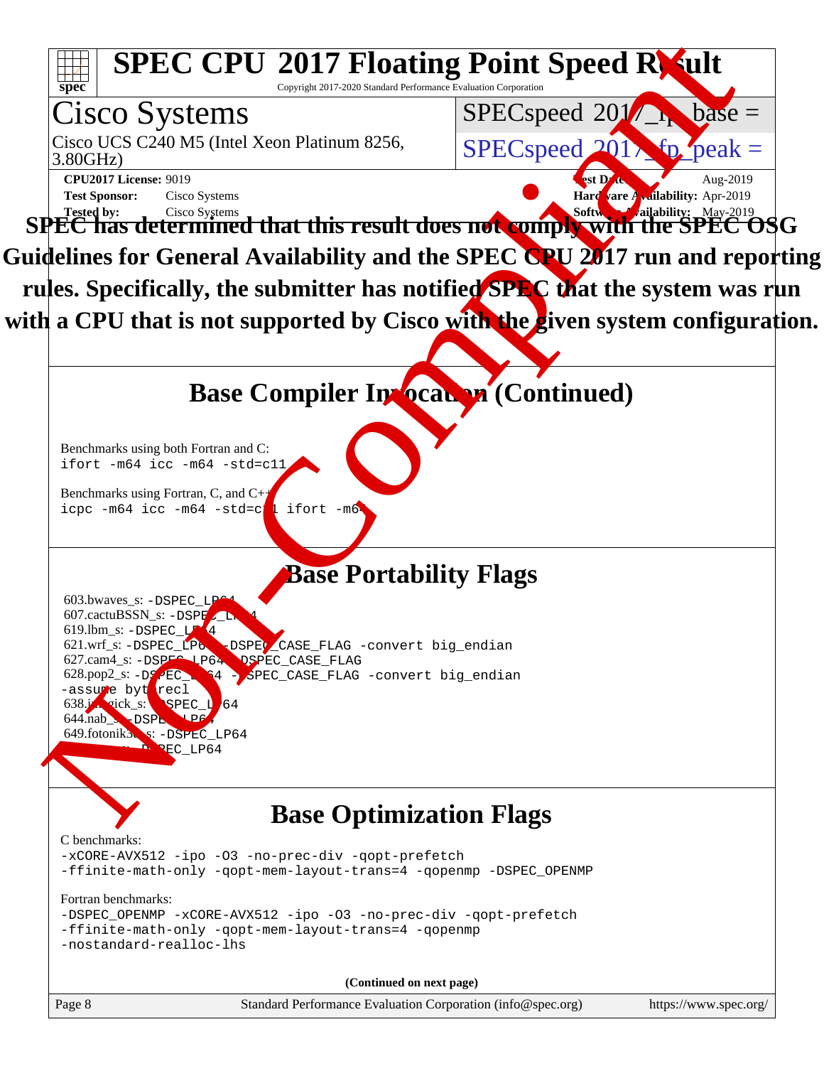# SPEC CPU 2017 Floating Point Speed Result

Copyright 2017-2020 Standard Performance Evaluation Corporation

## Cisco Systems

Cisco UCS C240 M5 (Intel Xeon Platinum 8256, 3.80GHz)

SPECspeed 2017_fp_base =

SPECspeed 2017_fp_peak =

**CPU2017 License:** 9019
**Test Sponsor:** Cisco Systems
**Tested by:** Cisco Systems

**Test Date:** Aug-2019
**Hardware Availability:** Apr-2019
**Software Availability:** May-2019

**SPEC has determined that this result does not comply with the SPEC OSG Guidelines for General Availability and the SPEC CPU 2017 run and reporting rules. Specifically, the submitter has notified SPEC that the system was run with a CPU that is not supported by Cisco with the given system configuration.**

## Base Compiler Invocation (Continued)

Benchmarks using both Fortran and C:
```
ifort -m64 icc -m64 -std=c11
```

Benchmarks using Fortran, C, and C++:
```
icpc -m64 icc -m64 -std=c11 ifort -m64
```

## Base Portability Flags

603.bwaves_s: `-DSPEC_LP64`
607.cactuBSSN_s: `-DSPEC_LP64`
619.lbm_s: `-DSPEC_LP64`
621.wrf_s: `-DSPEC_LP64 -DSPEC_CASE_FLAG -convert big_endian`
627.cam4_s: `-DSPEC_LP64 -DSPEC_CASE_FLAG`
628.pop2_s: `-DSPEC_LP64 -DSPEC_CASE_FLAG -convert big_endian -assume byterecl`
638.imagick_s: `-DSPEC_LP64`
644.nab_s: `-DSPEC_LP64`
649.fotonik3d_s: `-DSPEC_LP64`
654.roms_s: `-DSPEC_LP64`

## Base Optimization Flags

C benchmarks:
```
-xCORE-AVX512 -ipo -O3 -no-prec-div -qopt-prefetch
-ffinite-math-only -qopt-mem-layout-trans=4 -qopenmp -DSPEC_OPENMP
```

Fortran benchmarks:
```
-DSPEC_OPENMP -xCORE-AVX512 -ipo -O3 -no-prec-div -qopt-prefetch
-ffinite-math-only -qopt-mem-layout-trans=4 -qopenmp
-nostandard-realloc-lhs
```

**(Continued on next page)**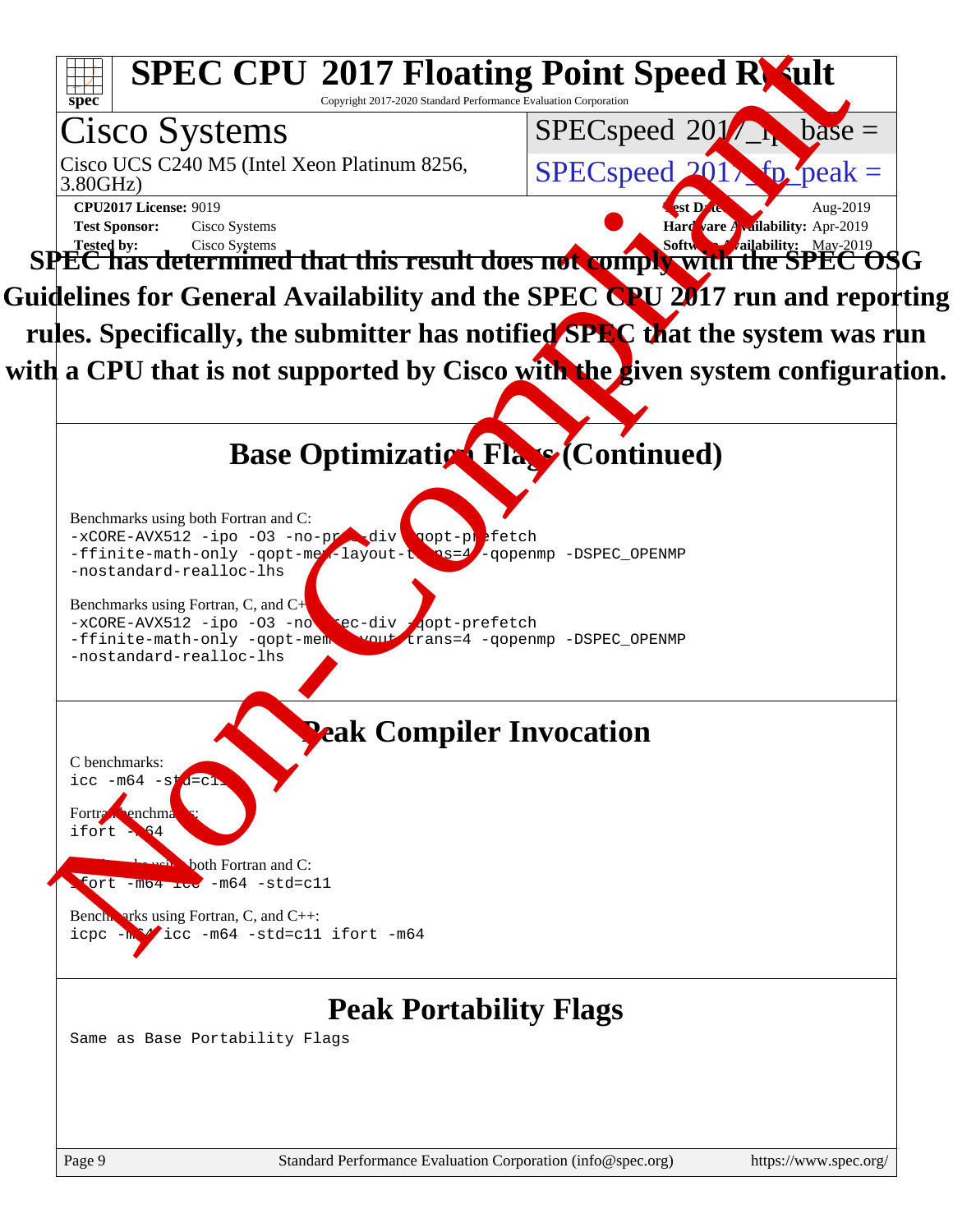# SPEC CPU 2017 Floating Point Speed Result

Copyright 2017-2020 Standard Performance Evaluation Corporation

**Cisco Systems**

Cisco UCS C240 M5 (Intel Xeon Platinum 8256, 3.80GHz)

SPECspeed 2017_fp_base =

SPECspeed 2017_fp_peak =

**CPU2017 License:** 9019
**Test Sponsor:** Cisco Systems
**Tested by:** Cisco Systems

**Test Date:** Aug-2019
**Hardware Availability:** Apr-2019
**Software Availability:** May-2019

**SPEC has determined that this result does not comply with the SPEC OSG Guidelines for General Availability and the SPEC CPU 2017 run and reporting rules. Specifically, the submitter has notified SPEC that the system was run with a CPU that is not supported by Cisco with the given system configuration.**

## Base Optimization Flags (Continued)

Benchmarks using both Fortran and C:

```
-xCORE-AVX512 -ipo -O3 -no-prec-div -qopt-prefetch
-ffinite-math-only -qopt-mem-layout-trans=4 -qopenmp -DSPEC_OPENMP
-nostandard-realloc-lhs
```

Benchmarks using Fortran, C, and C++:

```
-xCORE-AVX512 -ipo -O3 -no-prec-div -qopt-prefetch
-ffinite-math-only -qopt-mem-layout-trans=4 -qopenmp -DSPEC_OPENMP
-nostandard-realloc-lhs
```

## Peak Compiler Invocation

C benchmarks:

```
icc -m64 -std=c11
```

Fortran benchmarks:

```
ifort -m64
```

Benchmarks using both Fortran and C:

```
ifort -m64 icc -m64 -std=c11
```

Benchmarks using Fortran, C, and C++:

```
icpc -m64 icc -m64 -std=c11 ifort -m64
```

## Peak Portability Flags

Same as Base Portability Flags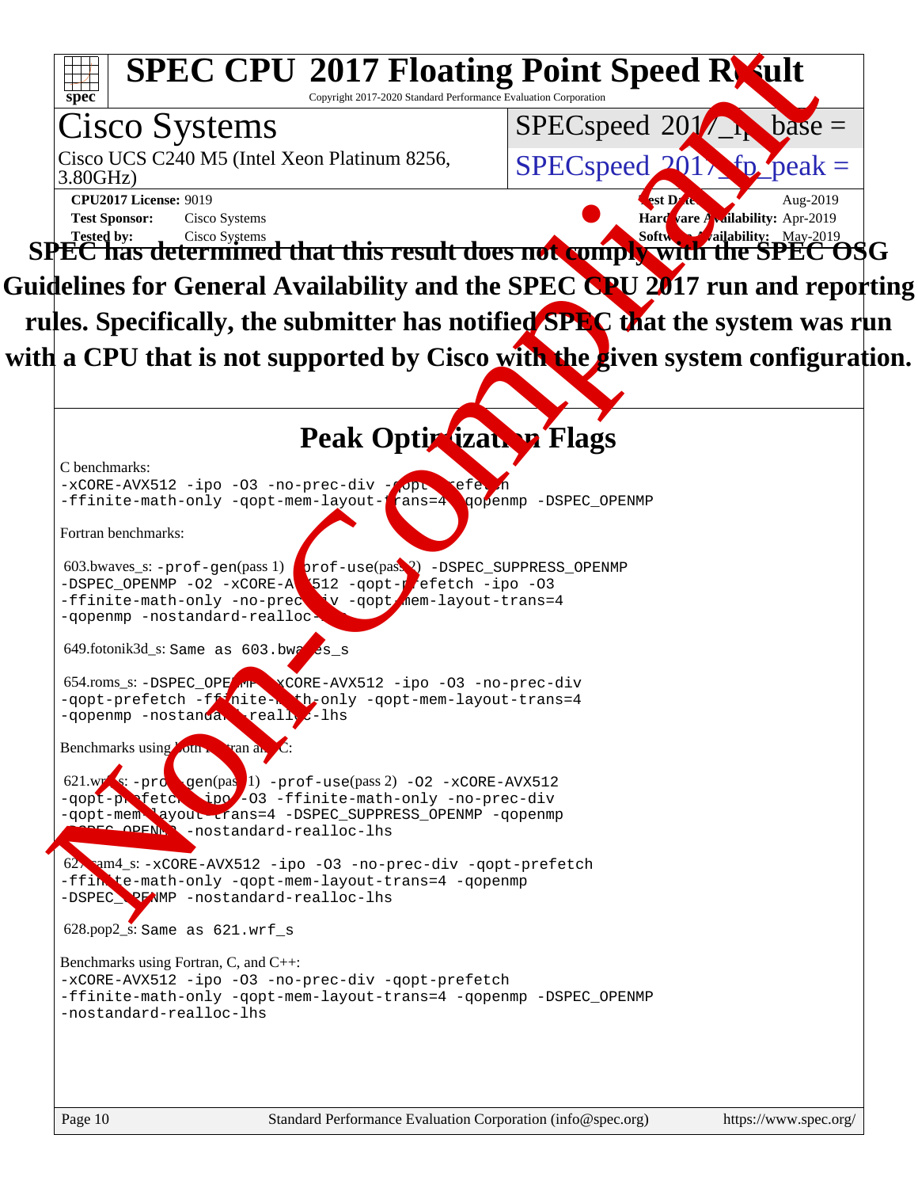# SPEC CPU 2017 Floating Point Speed Result

Copyright 2017-2020 Standard Performance Evaluation Corporation

## Cisco Systems

Cisco UCS C240 M5 (Intel Xeon Platinum 8256, 3.80GHz)

SPECspeed 2017_fp_base =

SPECspeed 2017_fp_peak =

**CPU2017 License:** 9019
**Test Sponsor:** Cisco Systems
**Tested by:** Cisco Systems

**Test Date:** Aug-2019
**Hardware Availability:** Apr-2019
**Software Availability:** May-2019

**SPEC has determined that this result does not comply with the SPEC OSG Guidelines for General Availability and the SPEC CPU 2017 run and reporting rules. Specifically, the submitter has notified SPEC that the system was run with a CPU that is not supported by Cisco with the given system configuration.**

## Peak Optimization Flags

C benchmarks:

```
-xCORE-AVX512 -ipo -O3 -no-prec-div -qopt-prefetch
-ffinite-math-only -qopt-mem-layout-trans=4 -qopenmp -DSPEC_OPENMP
```

Fortran benchmarks:

603.bwaves_s: -prof-gen(pass 1) -prof-use(pass 2) -DSPEC_SUPPRESS_OPENMP
```
-DSPEC_OPENMP -O2 -xCORE-AVX512 -qopt-prefetch -ipo -O3
-ffinite-math-only -no-prec-div -qopt-mem-layout-trans=4
-qopenmp -nostandard-realloc-lhs
```

649.fotonik3d_s: Same as 603.bwaves_s

654.roms_s: -DSPEC_OPENMP -xCORE-AVX512 -ipo -O3 -no-prec-div
```
-qopt-prefetch -ffinite-math-only -qopt-mem-layout-trans=4
-qopenmp -nostandard-realloc-lhs
```

Benchmarks using both Fortran and C:

621.wrf_s: -prof-gen(pass 1) -prof-use(pass 2) -O2 -xCORE-AVX512
```
-qopt-prefetch -ipo -O3 -ffinite-math-only -no-prec-div
-qopt-mem-layout-trans=4 -DSPEC_SUPPRESS_OPENMP -qopenmp
-DSPEC_OPENMP -nostandard-realloc-lhs
```

627.cam4_s: -xCORE-AVX512 -ipo -O3 -no-prec-div -qopt-prefetch
```
-ffinite-math-only -qopt-mem-layout-trans=4 -qopenmp
-DSPEC_OPENMP -nostandard-realloc-lhs
```

628.pop2_s: Same as 621.wrf_s

Benchmarks using Fortran, C, and C++:

```
-xCORE-AVX512 -ipo -O3 -no-prec-div -qopt-prefetch
-ffinite-math-only -qopt-mem-layout-trans=4 -qopenmp -DSPEC_OPENMP
-nostandard-realloc-lhs
```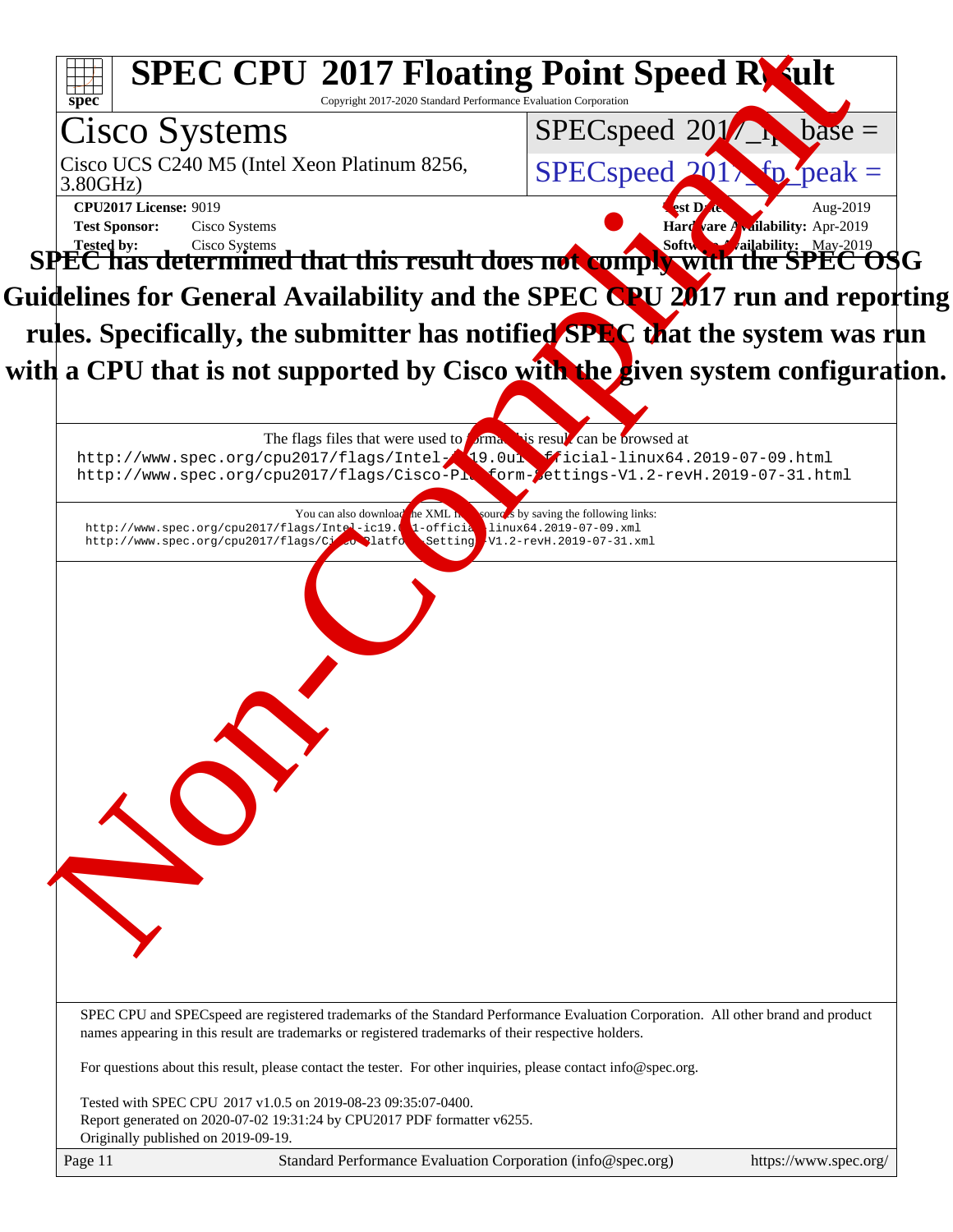# SPEC CPU 2017 Floating Point Speed Result

Copyright 2017-2020 Standard Performance Evaluation Corporation

## Cisco Systems

Cisco UCS C240 M5 (Intel Xeon Platinum 8256, 3.80GHz)

SPECspeed 2017_fp_base =

SPECspeed 2017_fp_peak =

**CPU2017 License:** 9019
**Test Sponsor:** Cisco Systems
**Tested by:** Cisco Systems

**Test Date:** Aug-2019
**Hardware Availability:** Apr-2019
**Software Availability:** May-2019

**SPEC has determined that this result does not comply with the SPEC OSG Guidelines for General Availability and the SPEC CPU 2017 run and reporting rules. Specifically, the submitter has notified SPEC that the system was run with a CPU that is not supported by Cisco with the given system configuration.**

The flags files that were used to format this result can be browsed at

http://www.spec.org/cpu2017/flags/Intel-ic19.0u1-official-linux64.2019-07-09.html
http://www.spec.org/cpu2017/flags/Cisco-Platform-Settings-V1.2-revH.2019-07-31.html

You can also download the XML flags sources by saving the following links:

http://www.spec.org/cpu2017/flags/Intel-ic19.0u1-official-linux64.2019-07-09.xml
http://www.spec.org/cpu2017/flags/Cisco-Platform-Settings-V1.2-revH.2019-07-31.xml

SPEC CPU and SPECspeed are registered trademarks of the Standard Performance Evaluation Corporation. All other brand and product names appearing in this result are trademarks or registered trademarks of their respective holders.

For questions about this result, please contact the tester. For other inquiries, please contact info@spec.org.

Tested with SPEC CPU 2017 v1.0.5 on 2019-08-23 09:35:07-0400.
Report generated on 2020-07-02 19:31:24 by CPU2017 PDF formatter v6255.
Originally published on 2019-09-19.